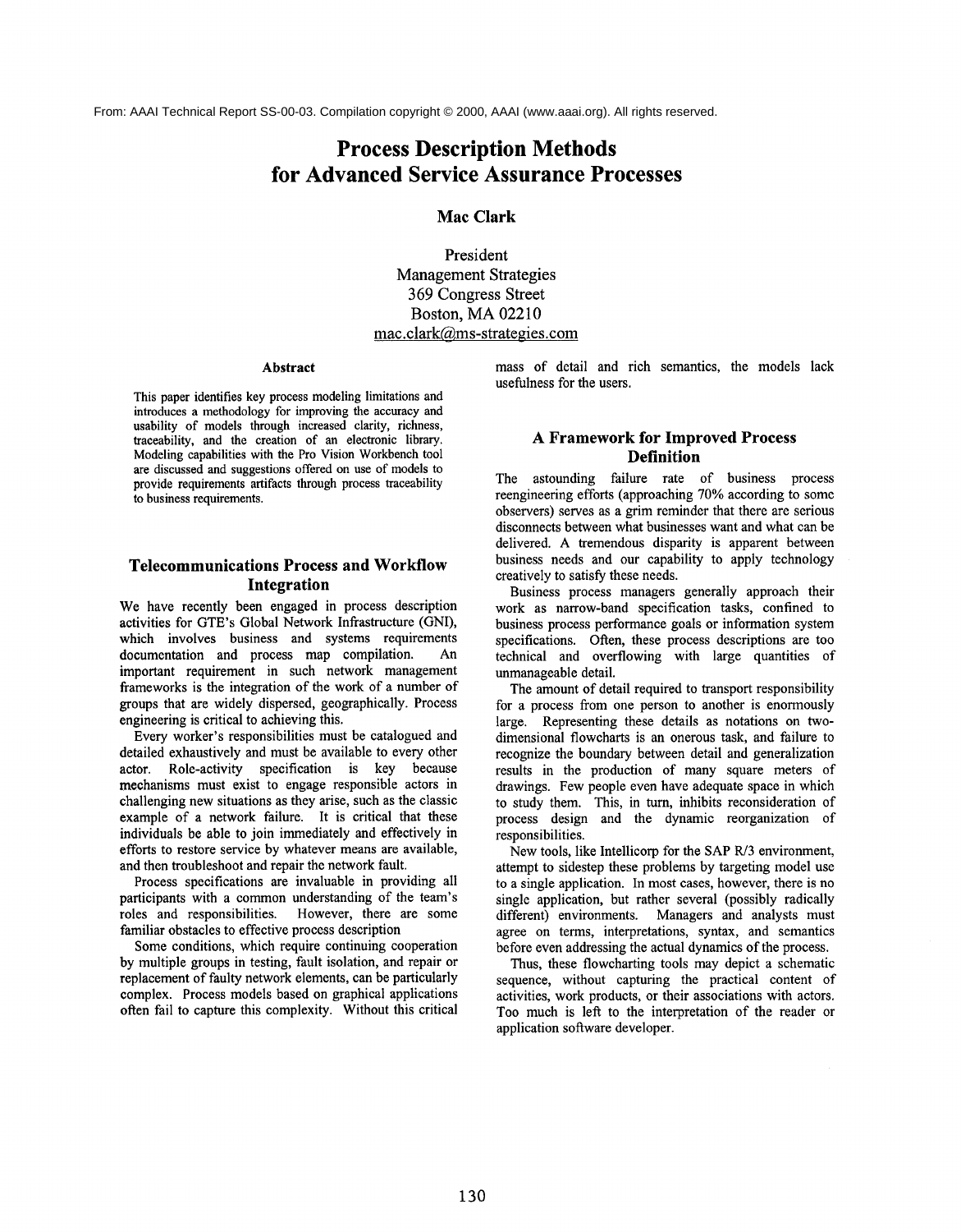From: AAAI Technical Report SS-00-03. Compilation copyright © 2000, AAAI (www.aaai.org). All rights reserved.

# Process Description Methods for Advanced Service Assurance Processes

**Mac Clark**

President
Management Strategies
369 Congress Street
Boston, MA 02210
mac.clark@ms-strategies.com

### Abstract

This paper identifies key process modeling limitations and introduces a methodology for improving the accuracy and usability of models through increased clarity, richness, traceability, and the creation of an electronic library. Modeling capabilities with the Pro Vision Workbench tool are discussed and suggestions offered on use of models to provide requirements artifacts through process traceability to business requirements.

## Telecommunications Process and Workflow Integration

We have recently been engaged in process description activities for GTE's Global Network Infrastructure (GNI), which involves business and systems requirements documentation and process map compilation. An important requirement in such network management frameworks is the integration of the work of a number of groups that are widely dispersed, geographically. Process engineering is critical to achieving this.

Every worker's responsibilities must be catalogued and detailed exhaustively and must be available to every other actor. Role-activity specification is key because mechanisms must exist to engage responsible actors in challenging new situations as they arise, such as the classic example of a network failure. It is critical that these individuals be able to join immediately and effectively in efforts to restore service by whatever means are available, and then troubleshoot and repair the network fault.

Process specifications are invaluable in providing all participants with a common understanding of the team's roles and responsibilities. However, there are some familiar obstacles to effective process description

Some conditions, which require continuing cooperation by multiple groups in testing, fault isolation, and repair or replacement of faulty network elements, can be particularly complex. Process models based on graphical applications often fail to capture this complexity. Without this critical mass of detail and rich semantics, the models lack usefulness for the users.

## A Framework for Improved Process Definition

The astounding failure rate of business process reengineering efforts (approaching 70% according to some observers) serves as a grim reminder that there are serious disconnects between what businesses want and what can be delivered. A tremendous disparity is apparent between business needs and our capability to apply technology creatively to satisfy these needs.

Business process managers generally approach their work as narrow-band specification tasks, confined to business process performance goals or information system specifications. Often, these process descriptions are too technical and overflowing with large quantities of unmanageable detail.

The amount of detail required to transport responsibility for a process from one person to another is enormously large. Representing these details as notations on two-dimensional flowcharts is an onerous task, and failure to recognize the boundary between detail and generalization results in the production of many square meters of drawings. Few people even have adequate space in which to study them. This, in turn, inhibits reconsideration of process design and the dynamic reorganization of responsibilities.

New tools, like Intellicorp for the SAP R/3 environment, attempt to sidestep these problems by targeting model use to a single application. In most cases, however, there is no single application, but rather several (possibly radically different) environments. Managers and analysts must agree on terms, interpretations, syntax, and semantics before even addressing the actual dynamics of the process.

Thus, these flowcharting tools may depict a schematic sequence, without capturing the practical content of activities, work products, or their associations with actors. Too much is left to the interpretation of the reader or application software developer.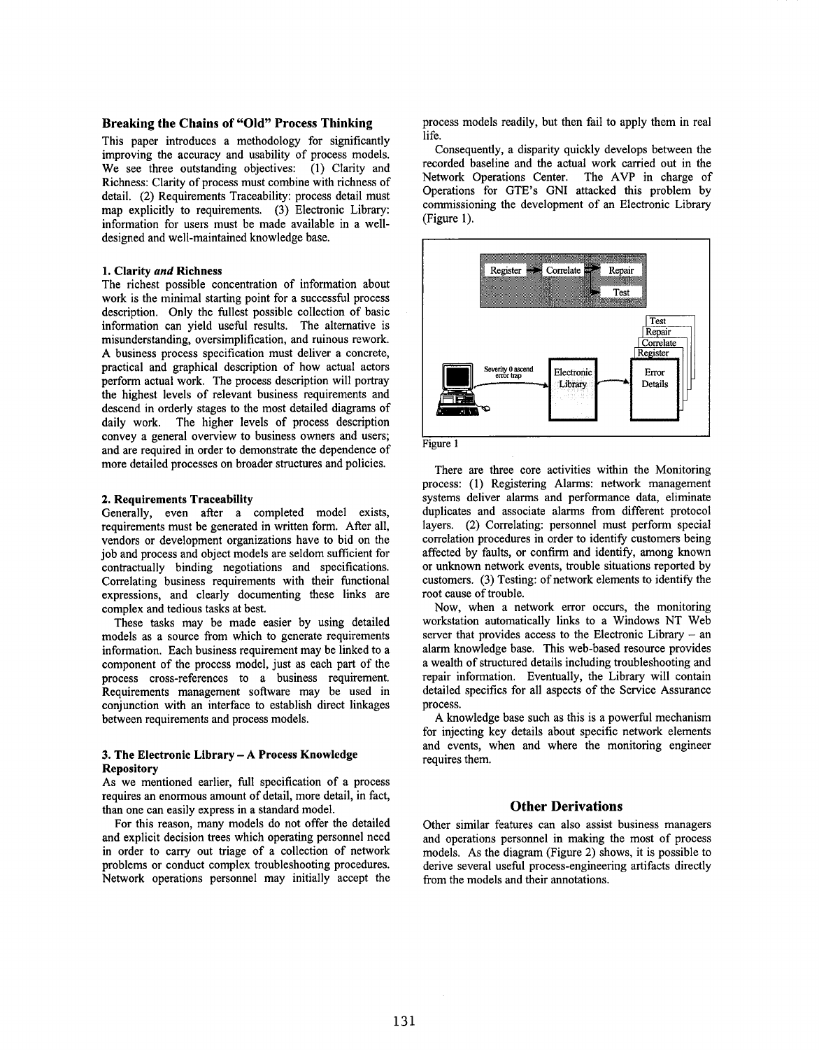## Breaking the Chains of "Old" Process Thinking

This paper introduces a methodology for significantly improving the accuracy and usability of process models. We see three outstanding objectives: (1) Clarity and Richness: Clarity of process must combine with richness of detail. (2) Requirements Traceability: process detail must map explicitly to requirements. (3) Electronic Library: information for users must be made available in a well-designed and well-maintained knowledge base.

### 1. Clarity *and* Richness

The richest possible concentration of information about work is the minimal starting point for a successful process description. Only the fullest possible collection of basic information can yield useful results. The alternative is misunderstanding, oversimplification, and ruinous rework. A business process specification must deliver a concrete, practical and graphical description of how actual actors perform actual work. The process description will portray the highest levels of relevant business requirements and descend in orderly stages to the most detailed diagrams of daily work. The higher levels of process description convey a general overview to business owners and users; and are required in order to demonstrate the dependence of more detailed processes on broader structures and policies.

### 2. Requirements Traceability

Generally, even after a completed model exists, requirements must be generated in written form. After all, vendors or development organizations have to bid on the job and process and object models are seldom sufficient for contractually binding negotiations and specifications. Correlating business requirements with their functional expressions, and clearly documenting these links are complex and tedious tasks at best.

These tasks may be made easier by using detailed models as a source from which to generate requirements information. Each business requirement may be linked to a component of the process model, just as each part of the process cross-references to a business requirement. Requirements management software may be used in conjunction with an interface to establish direct linkages between requirements and process models.

### 3. The Electronic Library – A Process Knowledge Repository

As we mentioned earlier, full specification of a process requires an enormous amount of detail, more detail, in fact, than one can easily express in a standard model.

For this reason, many models do not offer the detailed and explicit decision trees which operating personnel need in order to carry out triage of a collection of network problems or conduct complex troubleshooting procedures. Network operations personnel may initially accept the process models readily, but then fail to apply them in real life.

Consequently, a disparity quickly develops between the recorded baseline and the actual work carried out in the Network Operations Center. The AVP in charge of Operations for GTE's GNI attacked this problem by commissioning the development of an Electronic Library (Figure 1).

Figure 1

There are three core activities within the Monitoring process: (1) Registering Alarms: network management systems deliver alarms and performance data, eliminate duplicates and associate alarms from different protocol layers. (2) Correlating: personnel must perform special correlation procedures in order to identify customers being affected by faults, or confirm and identify, among known or unknown network events, trouble situations reported by customers. (3) Testing: of network elements to identify the root cause of trouble.

Now, when a network error occurs, the monitoring workstation automatically links to a Windows NT Web server that provides access to the Electronic Library – an alarm knowledge base. This web-based resource provides a wealth of structured details including troubleshooting and repair information. Eventually, the Library will contain detailed specifics for all aspects of the Service Assurance process.

A knowledge base such as this is a powerful mechanism for injecting key details about specific network elements and events, when and where the monitoring engineer requires them.

## Other Derivations

Other similar features can also assist business managers and operations personnel in making the most of process models. As the diagram (Figure 2) shows, it is possible to derive several useful process-engineering artifacts directly from the models and their annotations.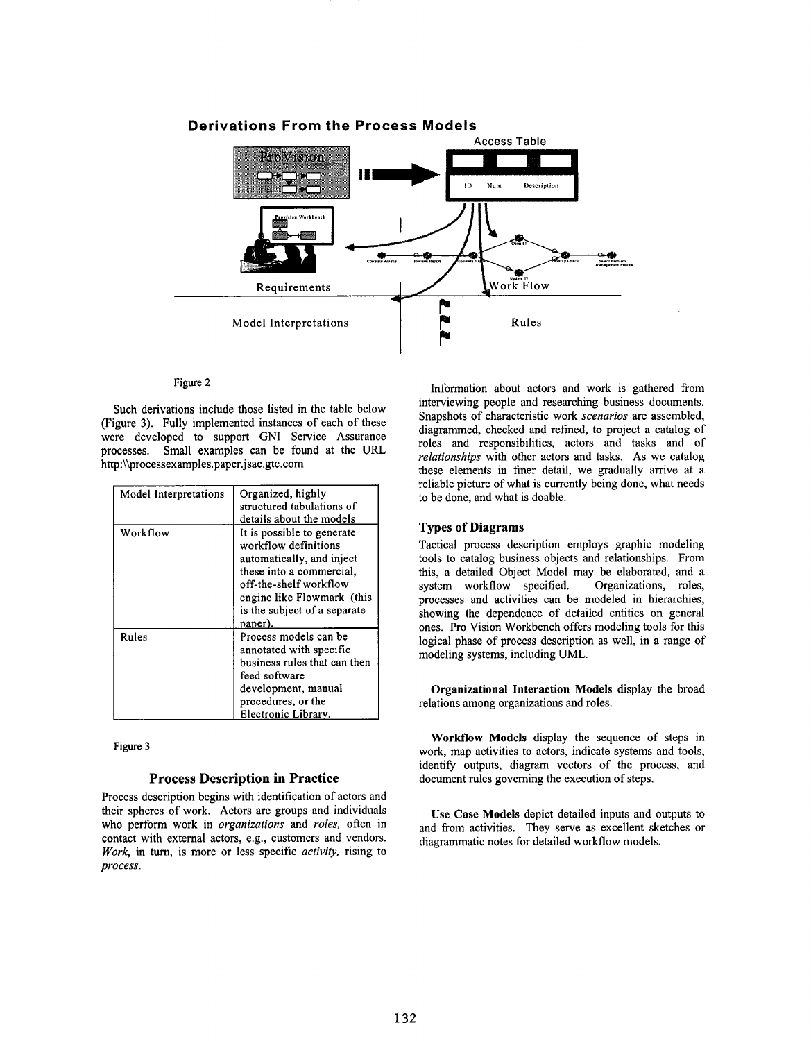## Derivations From the Process Models

Access Table

ID Num Description

ProVision

ProVision Workbench

Requirements

Work Flow

Model Interpretations

Rules

Figure 2

Such derivations include those listed in the table below (Figure 3). Fully implemented instances of each of these were developed to support GNI Service Assurance processes. Small examples can be found at the URL http:\\processexamples.paper.jsac.gte.com

| | |
|---|---|
| Model Interpretations | Organized, highly structured tabulations of details about the models |
| Workflow | It is possible to generate workflow definitions automatically, and inject these into a commercial, off-the-shelf workflow engine like Flowmark (this is the subject of a separate paper). |
| Rules | Process models can be annotated with specific business rules that can then feed software development, manual procedures, or the Electronic Library. |

Figure 3

### Process Description in Practice

Process description begins with identification of actors and their spheres of work. Actors are groups and individuals who perform work in *organizations* and *roles,* often in contact with external actors, e.g., customers and vendors. *Work,* in turn, is more or less specific *activity,* rising to *process.*

Information about actors and work is gathered from interviewing people and researching business documents. Snapshots of characteristic work *scenarios* are assembled, diagrammed, checked and refined, to project a catalog of roles and responsibilities, actors and tasks and of *relationships* with other actors and tasks. As we catalog these elements in finer detail, we gradually arrive at a reliable picture of what is currently being done, what needs to be done, and what is doable.

### Types of Diagrams

Tactical process description employs graphic modeling tools to catalog business objects and relationships. From this, a detailed Object Model may be elaborated, and a system workflow specified. Organizations, roles, processes and activities can be modeled in hierarchies, showing the dependence of detailed entities on general ones. Pro Vision Workbench offers modeling tools for this logical phase of process description as well, in a range of modeling systems, including UML.

**Organizational Interaction Models** display the broad relations among organizations and roles.

**Workflow Models** display the sequence of steps in work, map activities to actors, indicate systems and tools, identify outputs, diagram vectors of the process, and document rules governing the execution of steps.

**Use Case Models** depict detailed inputs and outputs to and from activities. They serve as excellent sketches or diagrammatic notes for detailed workflow models.